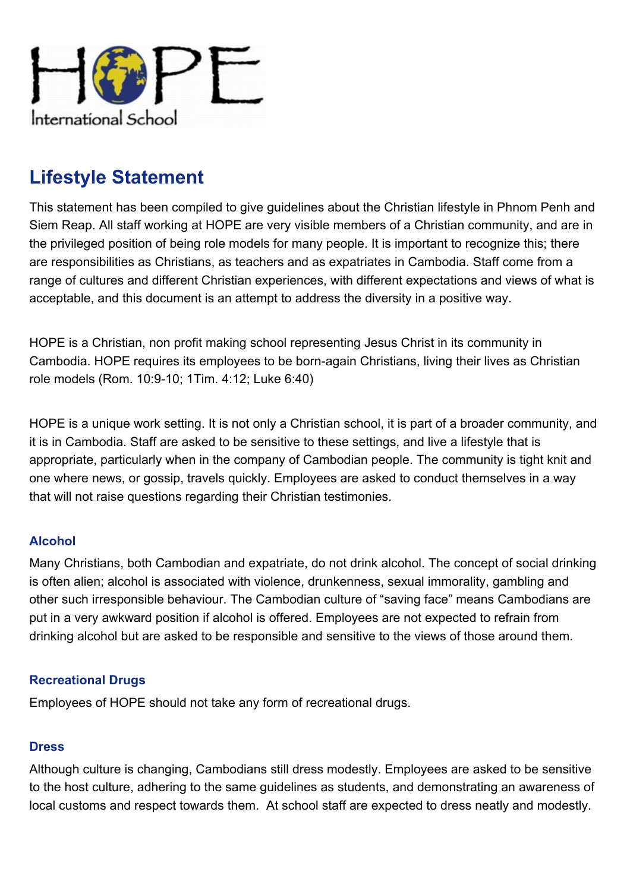HOPE

International School

# Lifestyle Statement

This statement has been compiled to give guidelines about the Christian lifestyle in Phnom Penh and Siem Reap. All staff working at HOPE are very visible members of a Christian community, and are in the privileged position of being role models for many people. It is important to recognize this; there are responsibilities as Christians, as teachers and as expatriates in Cambodia. Staff come from a range of cultures and different Christian experiences, with different expectations and views of what is acceptable, and this document is an attempt to address the diversity in a positive way.

HOPE is a Christian, non profit making school representing Jesus Christ in its community in Cambodia. HOPE requires its employees to be born-again Christians, living their lives as Christian role models (Rom. 10:9-10; 1Tim. 4:12; Luke 6:40)

HOPE is a unique work setting. It is not only a Christian school, it is part of a broader community, and it is in Cambodia. Staff are asked to be sensitive to these settings, and live a lifestyle that is appropriate, particularly when in the company of Cambodian people. The community is tight knit and one where news, or gossip, travels quickly. Employees are asked to conduct themselves in a way that will not raise questions regarding their Christian testimonies.

### Alcohol

Many Christians, both Cambodian and expatriate, do not drink alcohol. The concept of social drinking is often alien; alcohol is associated with violence, drunkenness, sexual immorality, gambling and other such irresponsible behaviour. The Cambodian culture of "saving face" means Cambodians are put in a very awkward position if alcohol is offered. Employees are not expected to refrain from drinking alcohol but are asked to be responsible and sensitive to the views of those around them.

### Recreational Drugs

Employees of HOPE should not take any form of recreational drugs.

### Dress

Although culture is changing, Cambodians still dress modestly. Employees are asked to be sensitive to the host culture, adhering to the same guidelines as students, and demonstrating an awareness of local customs and respect towards them. At school staff are expected to dress neatly and modestly.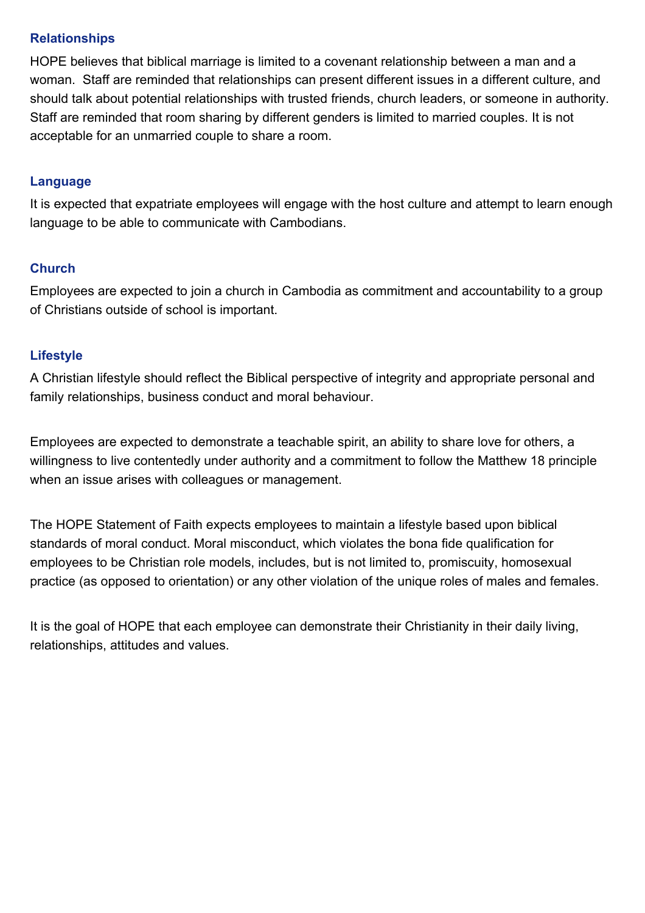### Relationships

HOPE believes that biblical marriage is limited to a covenant relationship between a man and a woman. Staff are reminded that relationships can present different issues in a different culture, and should talk about potential relationships with trusted friends, church leaders, or someone in authority. Staff are reminded that room sharing by different genders is limited to married couples. It is not acceptable for an unmarried couple to share a room.

### Language

It is expected that expatriate employees will engage with the host culture and attempt to learn enough language to be able to communicate with Cambodians.

### Church

Employees are expected to join a church in Cambodia as commitment and accountability to a group of Christians outside of school is important.

### Lifestyle

A Christian lifestyle should reflect the Biblical perspective of integrity and appropriate personal and family relationships, business conduct and moral behaviour.

Employees are expected to demonstrate a teachable spirit, an ability to share love for others, a willingness to live contentedly under authority and a commitment to follow the Matthew 18 principle when an issue arises with colleagues or management.

The HOPE Statement of Faith expects employees to maintain a lifestyle based upon biblical standards of moral conduct. Moral misconduct, which violates the bona fide qualification for employees to be Christian role models, includes, but is not limited to, promiscuity, homosexual practice (as opposed to orientation) or any other violation of the unique roles of males and females.

It is the goal of HOPE that each employee can demonstrate their Christianity in their daily living, relationships, attitudes and values.